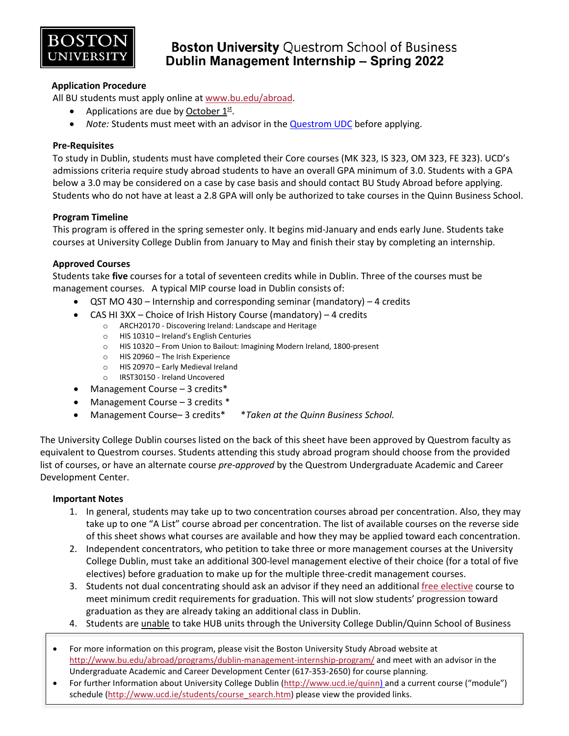BOSTON UNIVERSITY

# **Boston University** Questrom School of Business
# Dublin Management Internship – Spring 2022

### Application Procedure

All BU students must apply online at www.bu.edu/abroad.

- Applications are due by October 1st.
- *Note:* Students must meet with an advisor in the Questrom UDC before applying.

### Pre-Requisites

To study in Dublin, students must have completed their Core courses (MK 323, IS 323, OM 323, FE 323). UCD's admissions criteria require study abroad students to have an overall GPA minimum of 3.0. Students with a GPA below a 3.0 may be considered on a case by case basis and should contact BU Study Abroad before applying. Students who do not have at least a 2.8 GPA will only be authorized to take courses in the Quinn Business School.

### Program Timeline

This program is offered in the spring semester only. It begins mid-January and ends early June. Students take courses at University College Dublin from January to May and finish their stay by completing an internship.

### Approved Courses

Students take **five** courses for a total of seventeen credits while in Dublin. Three of the courses must be management courses. A typical MIP course load in Dublin consists of:

- QST MO 430 – Internship and corresponding seminar (mandatory) – 4 credits
- CAS HI 3XX – Choice of Irish History Course (mandatory) – 4 credits
  - ARCH20170 - Discovering Ireland: Landscape and Heritage
  - HIS 10310 – Ireland's English Centuries
  - HIS 10320 – From Union to Bailout: Imagining Modern Ireland, 1800-present
  - HIS 20960 – The Irish Experience
  - HIS 20970 – Early Medieval Ireland
  - IRST30150 - Ireland Uncovered
- Management Course – 3 credits*
- Management Course – 3 credits *
- Management Course– 3 credits* *\*Taken at the Quinn Business School.*

The University College Dublin courses listed on the back of this sheet have been approved by Questrom faculty as equivalent to Questrom courses. Students attending this study abroad program should choose from the provided list of courses, or have an alternate course *pre-approved* by the Questrom Undergraduate Academic and Career Development Center.

### Important Notes

1. In general, students may take up to two concentration courses abroad per concentration. Also, they may take up to one "A List" course abroad per concentration. The list of available courses on the reverse side of this sheet shows what courses are available and how they may be applied toward each concentration.
2. Independent concentrators, who petition to take three or more management courses at the University College Dublin, must take an additional 300-level management elective of their choice (for a total of five electives) before graduation to make up for the multiple three-credit management courses.
3. Students not dual concentrating should ask an advisor if they need an additional free elective course to meet minimum credit requirements for graduation. This will not slow students' progression toward graduation as they are already taking an additional class in Dublin.
4. Students are unable to take HUB units through the University College Dublin/Quinn School of Business

- For more information on this program, please visit the Boston University Study Abroad website at http://www.bu.edu/abroad/programs/dublin-management-internship-program/ and meet with an advisor in the Undergraduate Academic and Career Development Center (617-353-2650) for course planning.
- For further Information about University College Dublin (http://www.ucd.ie/quinn) and a current course ("module") schedule (http://www.ucd.ie/students/course_search.htm) please view the provided links.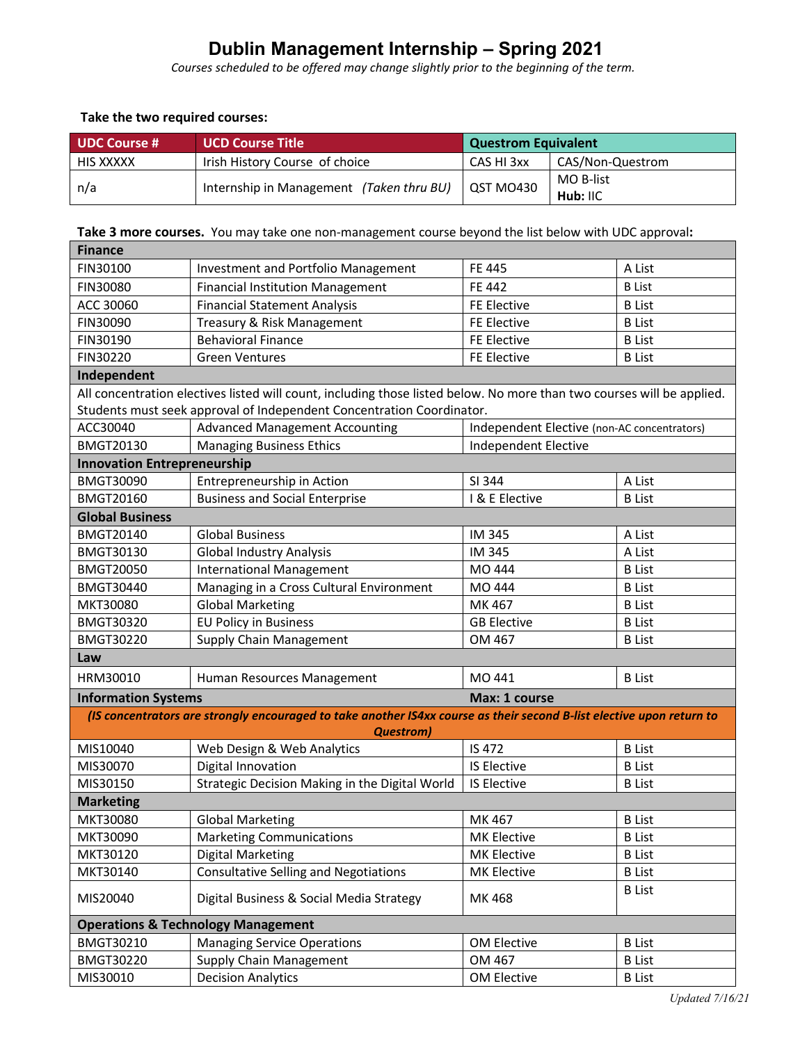# Dublin Management Internship – Spring 2021

*Courses scheduled to be offered may change slightly prior to the beginning of the term.*

**Take the two required courses:**

| UDC Course # | UCD Course Title | Questrom Equivalent | |
|---|---|---|---|
| HIS XXXXX | Irish History Course of choice | CAS HI 3xx | CAS/Non-Questrom |
| n/a | Internship in Management *(Taken thru BU)* | QST MO430 | MO B-list **Hub:** IIC |

**Take 3 more courses.** You may take one non-management course beyond the list below with UDC approval**:**

| | | | |
|---|---|---|---|
| **Finance** | | | |
| FIN30100 | Investment and Portfolio Management | FE 445 | A List |
| FIN30080 | Financial Institution Management | FE 442 | B List |
| ACC 30060 | Financial Statement Analysis | FE Elective | B List |
| FIN30090 | Treasury & Risk Management | FE Elective | B List |
| FIN30190 | Behavioral Finance | FE Elective | B List |
| FIN30220 | Green Ventures | FE Elective | B List |
| **Independent** | | | |
| All concentration electives listed will count, including those listed below. No more than two courses will be applied. Students must seek approval of Independent Concentration Coordinator. | | | |
| ACC30040 | Advanced Management Accounting | Independent Elective (non-AC concentrators) | |
| BMGT20130 | Managing Business Ethics | Independent Elective | |
| **Innovation Entrepreneurship** | | | |
| BMGT30090 | Entrepreneurship in Action | SI 344 | A List |
| BMGT20160 | Business and Social Enterprise | I & E Elective | B List |
| **Global Business** | | | |
| BMGT20140 | Global Business | IM 345 | A List |
| BMGT30130 | Global Industry Analysis | IM 345 | A List |
| BMGT20050 | International Management | MO 444 | B List |
| BMGT30440 | Managing in a Cross Cultural Environment | MO 444 | B List |
| MKT30080 | Global Marketing | MK 467 | B List |
| BMGT30320 | EU Policy in Business | GB Elective | B List |
| BMGT30220 | Supply Chain Management | OM 467 | B List |
| **Law** | | | |
| HRM30010 | Human Resources Management | MO 441 | B List |
| **Information Systems** | | **Max: 1 course** | |
| ***(IS concentrators are strongly encouraged to take another IS4xx course as their second B-list elective upon return to Questrom)*** | | | |
| MIS10040 | Web Design & Web Analytics | IS 472 | B List |
| MIS30070 | Digital Innovation | IS Elective | B List |
| MIS30150 | Strategic Decision Making in the Digital World | IS Elective | B List |
| **Marketing** | | | |
| MKT30080 | Global Marketing | MK 467 | B List |
| MKT30090 | Marketing Communications | MK Elective | B List |
| MKT30120 | Digital Marketing | MK Elective | B List |
| MKT30140 | Consultative Selling and Negotiations | MK Elective | B List |
| MIS20040 | Digital Business & Social Media Strategy | MK 468 | B List |
| **Operations & Technology Management** | | | |
| BMGT30210 | Managing Service Operations | OM Elective | B List |
| BMGT30220 | Supply Chain Management | OM 467 | B List |
| MIS30010 | Decision Analytics | OM Elective | B List |

*Updated 7/16/21*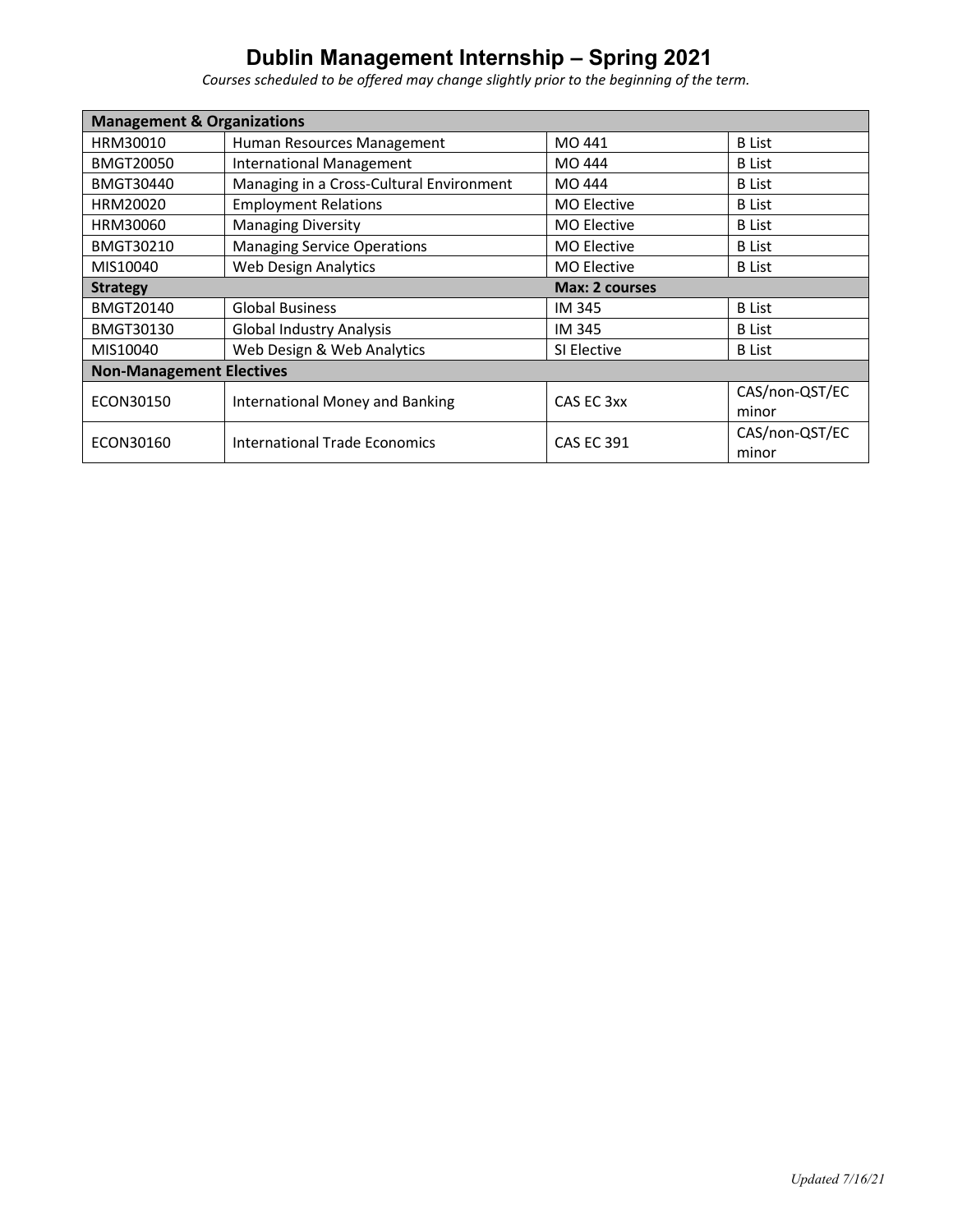# Dublin Management Internship – Spring 2021

*Courses scheduled to be offered may change slightly prior to the beginning of the term.*

| | | | |
|---|---|---|---|
| **Management & Organizations** | | | |
| HRM30010 | Human Resources Management | MO 441 | B List |
| BMGT20050 | International Management | MO 444 | B List |
| BMGT30440 | Managing in a Cross-Cultural Environment | MO 444 | B List |
| HRM20020 | Employment Relations | MO Elective | B List |
| HRM30060 | Managing Diversity | MO Elective | B List |
| BMGT30210 | Managing Service Operations | MO Elective | B List |
| MIS10040 | Web Design Analytics | MO Elective | B List |
| **Strategy** | | **Max: 2 courses** | |
| BMGT20140 | Global Business | IM 345 | B List |
| BMGT30130 | Global Industry Analysis | IM 345 | B List |
| MIS10040 | Web Design & Web Analytics | SI Elective | B List |
| **Non-Management Electives** | | | |
| ECON30150 | International Money and Banking | CAS EC 3xx | CAS/non-QST/EC minor |
| ECON30160 | International Trade Economics | CAS EC 391 | CAS/non-QST/EC minor |

*Updated 7/16/21*